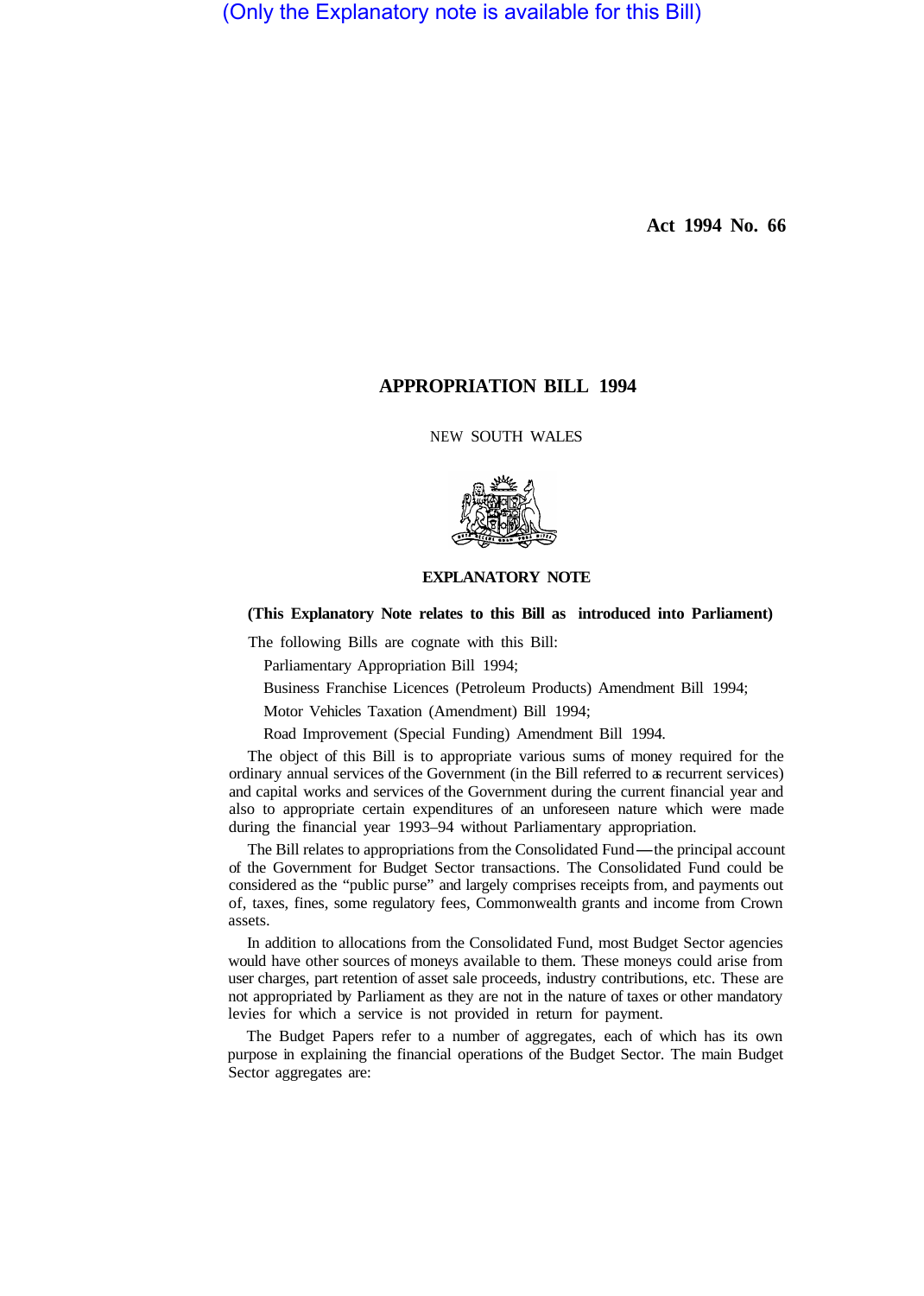(Only the Explanatory note is available for this Bill)

**Act 1994 No. 66**

# APPROPRIATION BILL 1994

NEW SOUTH WALES

## EXPLANATORY NOTE

**(This Explanatory Note relates to this Bill as introduced into Parliament)**

The following Bills are cognate with this Bill:

Parliamentary Appropriation Bill 1994;

Business Franchise Licences (Petroleum Products) Amendment Bill 1994;

Motor Vehicles Taxation (Amendment) Bill 1994;

Road Improvement (Special Funding) Amendment Bill 1994.

The object of this Bill is to appropriate various sums of money required for the ordinary annual services of the Government (in the Bill referred to as recurrent services) and capital works and services of the Government during the current financial year and also to appropriate certain expenditures of an unforeseen nature which were made during the financial year 1993–94 without Parliamentary appropriation.

The Bill relates to appropriations from the Consolidated Fund—the principal account of the Government for Budget Sector transactions. The Consolidated Fund could be considered as the "public purse" and largely comprises receipts from, and payments out of, taxes, fines, some regulatory fees, Commonwealth grants and income from Crown assets.

In addition to allocations from the Consolidated Fund, most Budget Sector agencies would have other sources of moneys available to them. These moneys could arise from user charges, part retention of asset sale proceeds, industry contributions, etc. These are not appropriated by Parliament as they are not in the nature of taxes or other mandatory levies for which a service is not provided in return for payment.

The Budget Papers refer to a number of aggregates, each of which has its own purpose in explaining the financial operations of the Budget Sector. The main Budget Sector aggregates are: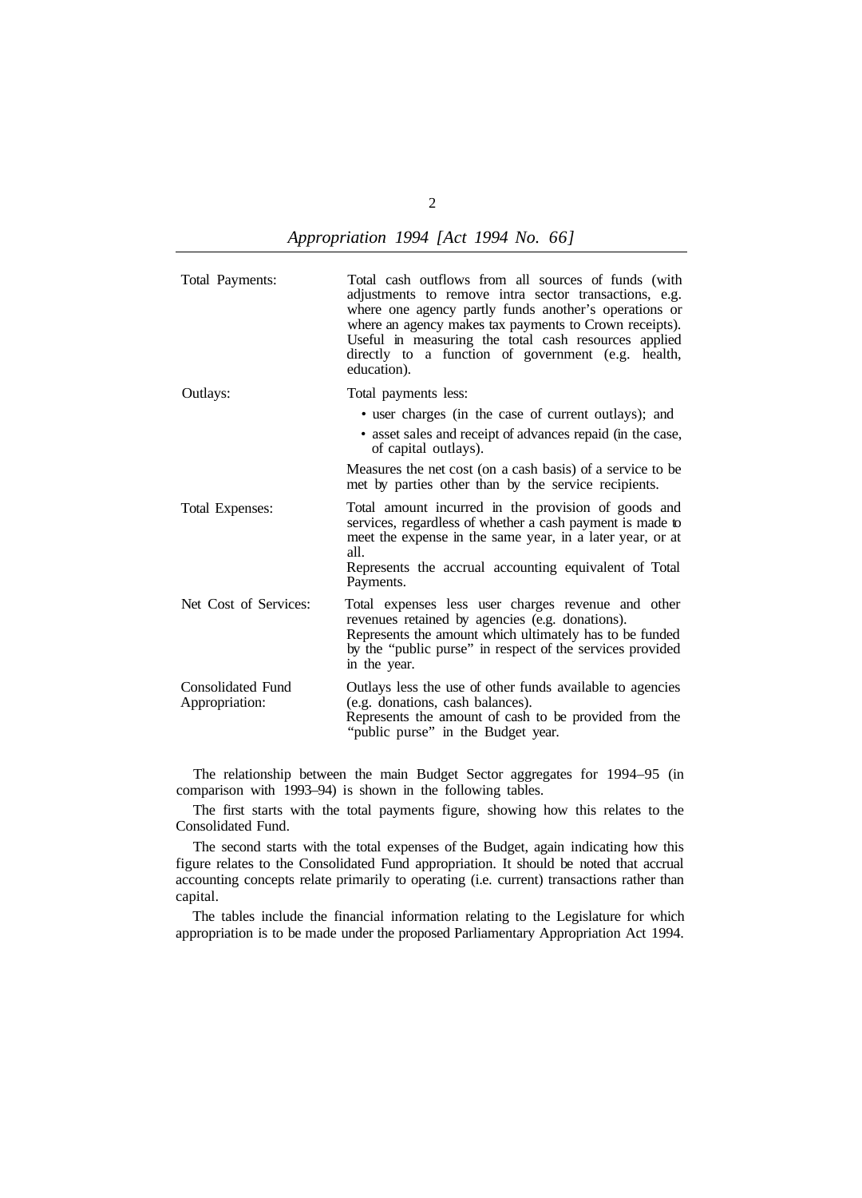| | |
|---|---|
| Total Payments: | Total cash outflows from all sources of funds (with adjustments to remove intra sector transactions, e.g. where one agency partly funds another's operations or where an agency makes tax payments to Crown receipts). Useful in measuring the total cash resources applied directly to a function of government (e.g. health, education). |
| Outlays: | Total payments less: <br>• user charges (in the case of current outlays); and <br>• asset sales and receipt of advances repaid (in the case, of capital outlays). <br>Measures the net cost (on a cash basis) of a service to be met by parties other than by the service recipients. |
| Total Expenses: | Total amount incurred in the provision of goods and services, regardless of whether a cash payment is made to meet the expense in the same year, in a later year, or at all. <br>Represents the accrual accounting equivalent of Total Payments. |
| Net Cost of Services: | Total expenses less user charges revenue and other revenues retained by agencies (e.g. donations). <br>Represents the amount which ultimately has to be funded by the "public purse" in respect of the services provided in the year. |
| Consolidated Fund Appropriation: | Outlays less the use of other funds available to agencies (e.g. donations, cash balances). <br>Represents the amount of cash to be provided from the "public purse" in the Budget year. |

The relationship between the main Budget Sector aggregates for 1994–95 (in comparison with 1993–94) is shown in the following tables.

The first starts with the total payments figure, showing how this relates to the Consolidated Fund.

The second starts with the total expenses of the Budget, again indicating how this figure relates to the Consolidated Fund appropriation. It should be noted that accrual accounting concepts relate primarily to operating (i.e. current) transactions rather than capital.

The tables include the financial information relating to the Legislature for which appropriation is to be made under the proposed Parliamentary Appropriation Act 1994.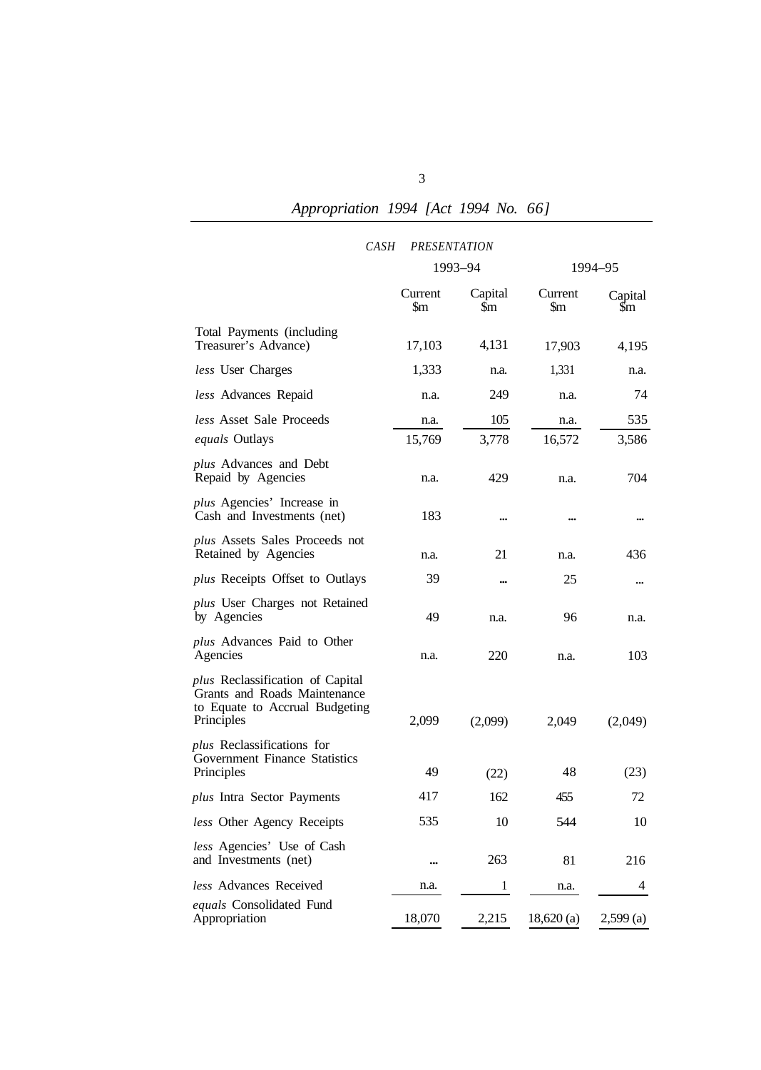*CASH PRESENTATION*

| | 1993–94 | | 1994–95 | |
|---|---|---|---|---|
| | Current $m | Capital $m | Current $m | Capital $m |
| Total Payments (including Treasurer's Advance) | 17,103 | 4,131 | 17,903 | 4,195 |
| *less* User Charges | 1,333 | n.a. | 1,331 | n.a. |
| *less* Advances Repaid | n.a. | 249 | n.a. | 74 |
| *less* Asset Sale Proceeds | n.a. | 105 | n.a. | 535 |
| *equals* Outlays | 15,769 | 3,778 | 16,572 | 3,586 |
| *plus* Advances and Debt Repaid by Agencies | n.a. | 429 | n.a. | 704 |
| *plus* Agencies' Increase in Cash and Investments (net) | 183 | ... | ... | ... |
| *plus* Assets Sales Proceeds not Retained by Agencies | n.a. | 21 | n.a. | 436 |
| *plus* Receipts Offset to Outlays | 39 | ... | 25 | ... |
| *plus* User Charges not Retained by Agencies | 49 | n.a. | 96 | n.a. |
| *plus* Advances Paid to Other Agencies | n.a. | 220 | n.a. | 103 |
| *plus* Reclassification of Capital Grants and Roads Maintenance to Equate to Accrual Budgeting Principles | 2,099 | (2,099) | 2,049 | (2,049) |
| *plus* Reclassifications for Government Finance Statistics Principles | 49 | (22) | 48 | (23) |
| *plus* Intra Sector Payments | 417 | 162 | 455 | 72 |
| *less* Other Agency Receipts | 535 | 10 | 544 | 10 |
| *less* Agencies' Use of Cash and Investments (net) | ... | 263 | 81 | 216 |
| *less* Advances Received | n.a. | 1 | n.a. | 4 |
| *equals* Consolidated Fund Appropriation | 18,070 | 2,215 | 18,620 (a) | 2,599 (a) |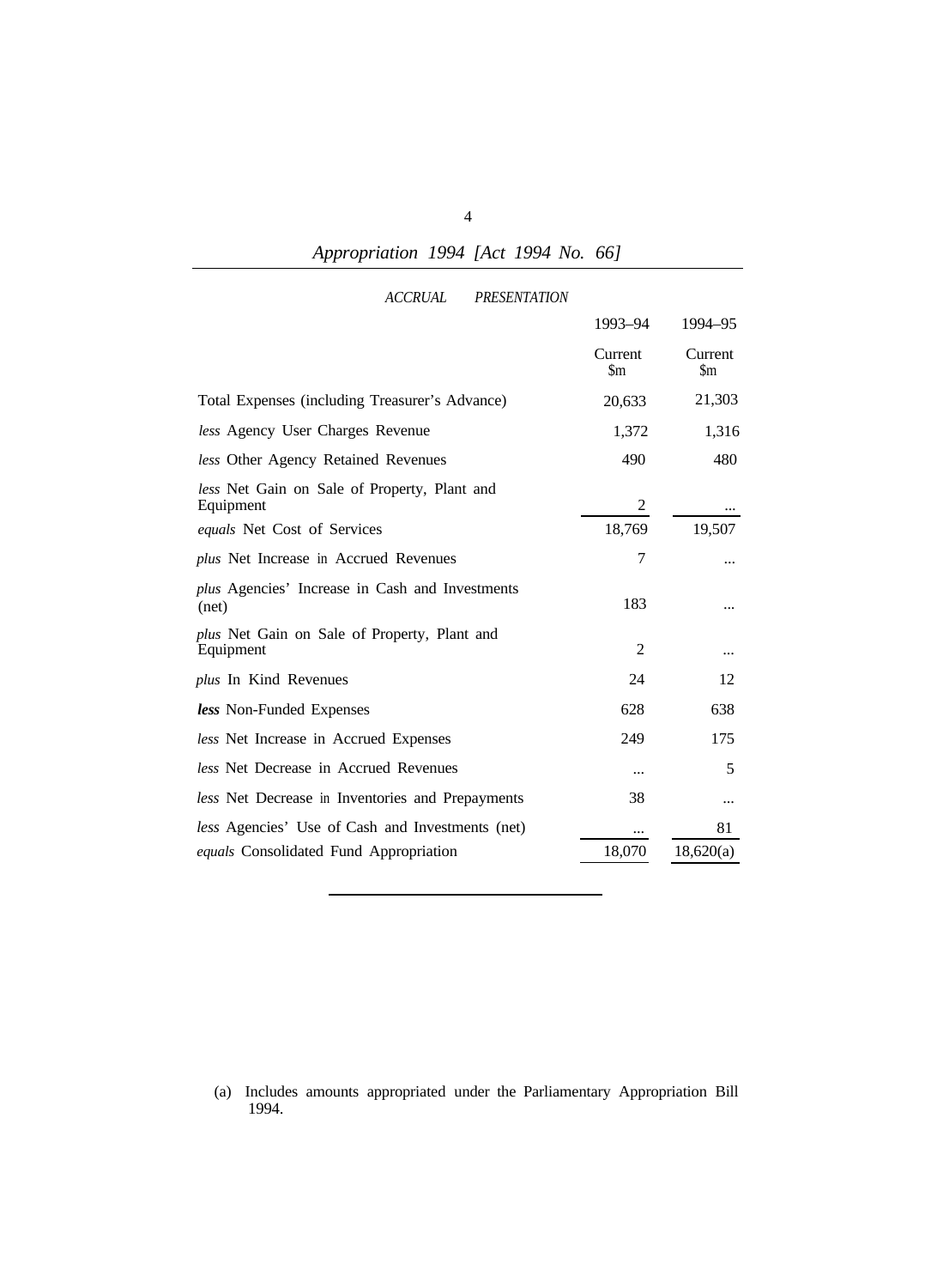*ACCRUAL PRESENTATION*

| | 1993–94 | 1994–95 |
|---|---|---|
| | Current $m | Current $m |
| Total Expenses (including Treasurer's Advance) | 20,633 | 21,303 |
| *less* Agency User Charges Revenue | 1,372 | 1,316 |
| *less* Other Agency Retained Revenues | 490 | 480 |
| *less* Net Gain on Sale of Property, Plant and Equipment | 2 | ... |
| *equals* Net Cost of Services | 18,769 | 19,507 |
| *plus* Net Increase in Accrued Revenues | 7 | ... |
| *plus* Agencies' Increase in Cash and Investments (net) | 183 | ... |
| *plus* Net Gain on Sale of Property, Plant and Equipment | 2 | ... |
| *plus* In Kind Revenues | 24 | 12 |
| ***less*** Non-Funded Expenses | 628 | 638 |
| *less* Net Increase in Accrued Expenses | 249 | 175 |
| *less* Net Decrease in Accrued Revenues | ... | 5 |
| *less* Net Decrease in Inventories and Prepayments | 38 | ... |
| *less* Agencies' Use of Cash and Investments (net) | ... | 81 |
| *equals* Consolidated Fund Appropriation | 18,070 | 18,620(a) |

(a) Includes amounts appropriated under the Parliamentary Appropriation Bill 1994.